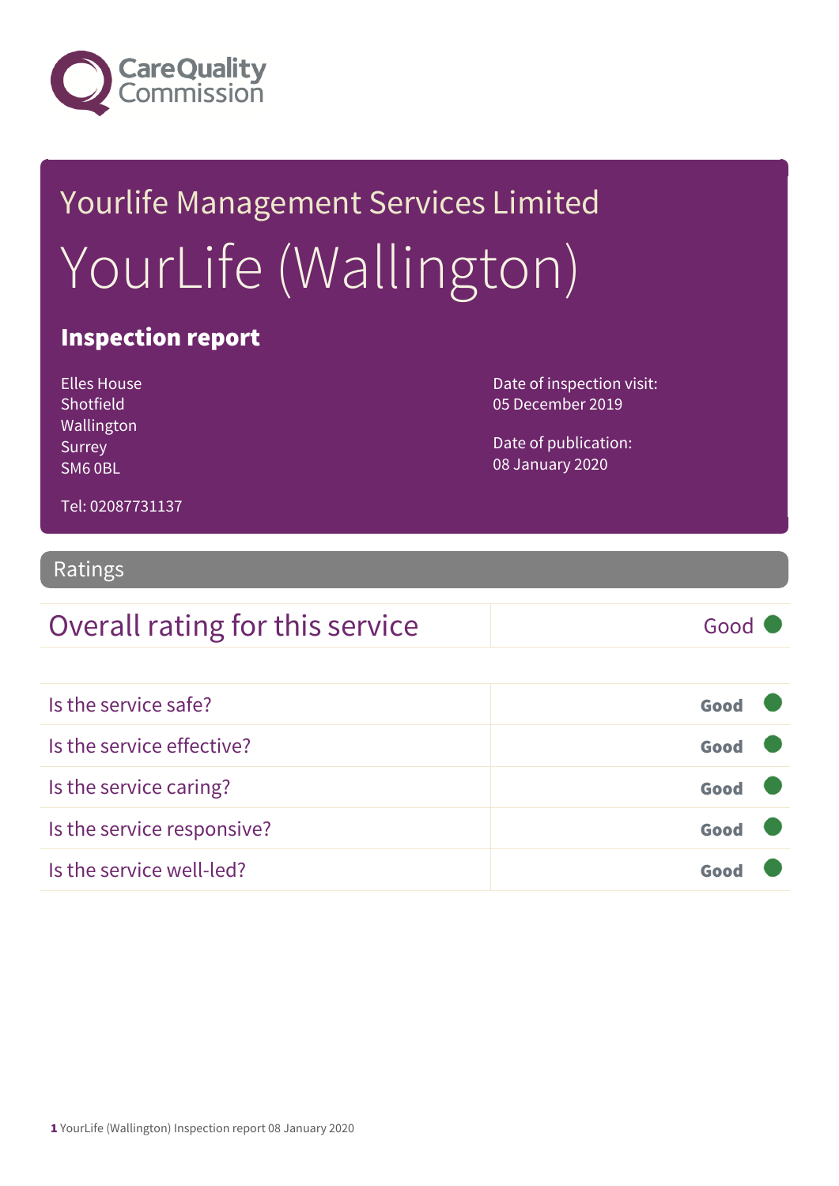Yourlife Management Services Limited

# YourLife (Wallington)

## Inspection report

Elles House
Shotfield
Wallington
Surrey
SM6 0BL

Tel: 02087731137

Date of inspection visit:
05 December 2019

Date of publication:
08 January 2020

## Ratings

| Overall rating for this service | Good |
|---|---|

| | |
|---|---|
| Is the service safe? | Good |
| Is the service effective? | Good |
| Is the service caring? | Good |
| Is the service responsive? | Good |
| Is the service well-led? | Good |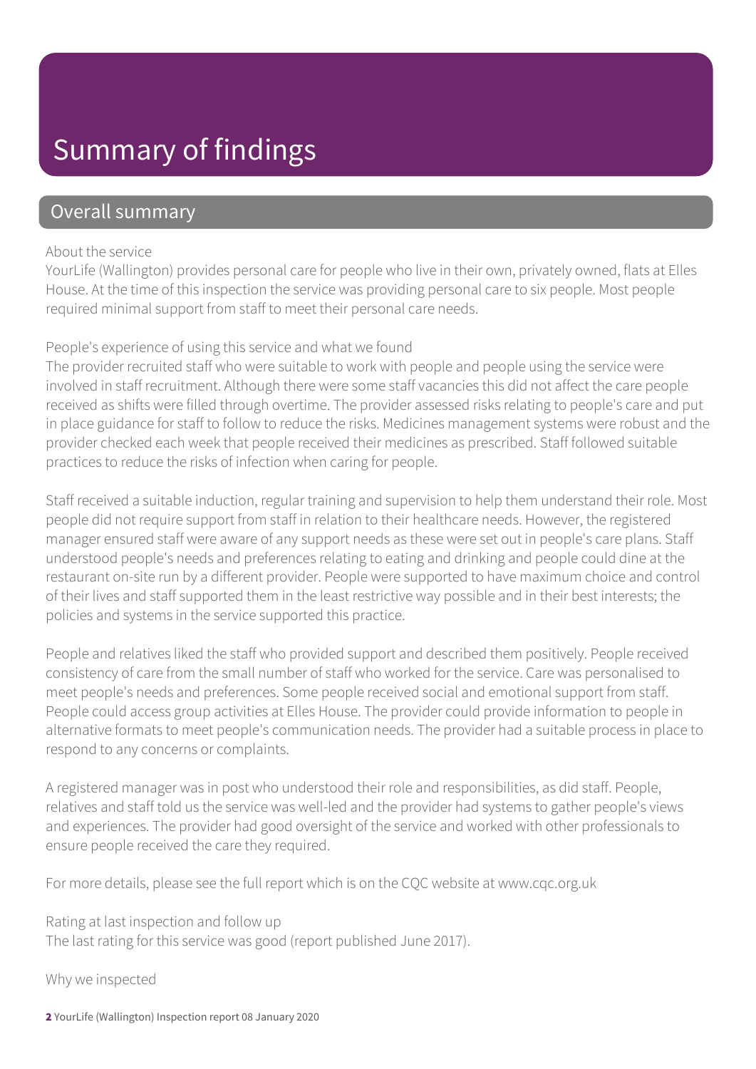# Summary of findings

## Overall summary

About the service
YourLife (Wallington) provides personal care for people who live in their own, privately owned, flats at Elles House. At the time of this inspection the service was providing personal care to six people. Most people required minimal support from staff to meet their personal care needs.

People's experience of using this service and what we found
The provider recruited staff who were suitable to work with people and people using the service were involved in staff recruitment. Although there were some staff vacancies this did not affect the care people received as shifts were filled through overtime. The provider assessed risks relating to people's care and put in place guidance for staff to follow to reduce the risks. Medicines management systems were robust and the provider checked each week that people received their medicines as prescribed. Staff followed suitable practices to reduce the risks of infection when caring for people.

Staff received a suitable induction, regular training and supervision to help them understand their role. Most people did not require support from staff in relation to their healthcare needs. However, the registered manager ensured staff were aware of any support needs as these were set out in people's care plans. Staff understood people's needs and preferences relating to eating and drinking and people could dine at the restaurant on-site run by a different provider. People were supported to have maximum choice and control of their lives and staff supported them in the least restrictive way possible and in their best interests; the policies and systems in the service supported this practice.

People and relatives liked the staff who provided support and described them positively. People received consistency of care from the small number of staff who worked for the service. Care was personalised to meet people's needs and preferences. Some people received social and emotional support from staff. People could access group activities at Elles House. The provider could provide information to people in alternative formats to meet people's communication needs. The provider had a suitable process in place to respond to any concerns or complaints.

A registered manager was in post who understood their role and responsibilities, as did staff. People, relatives and staff told us the service was well-led and the provider had systems to gather people's views and experiences. The provider had good oversight of the service and worked with other professionals to ensure people received the care they required.

For more details, please see the full report which is on the CQC website at www.cqc.org.uk

Rating at last inspection and follow up
The last rating for this service was good (report published June 2017).

Why we inspected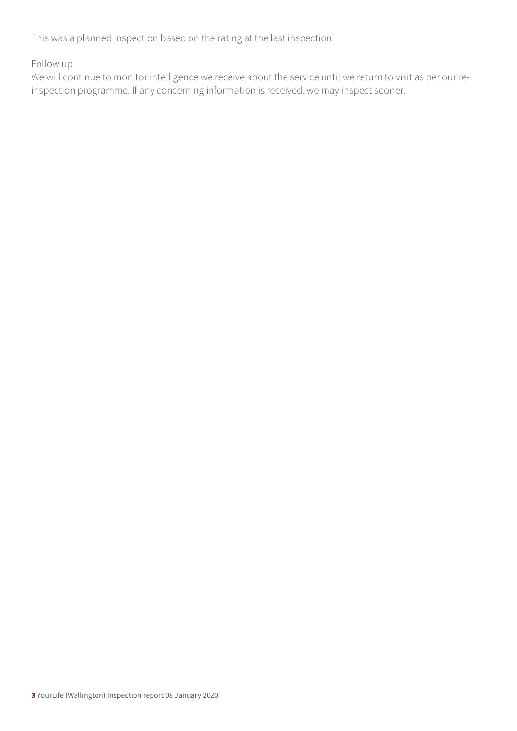This was a planned inspection based on the rating at the last inspection.

Follow up

We will continue to monitor intelligence we receive about the service until we return to visit as per our re-inspection programme. If any concerning information is received, we may inspect sooner.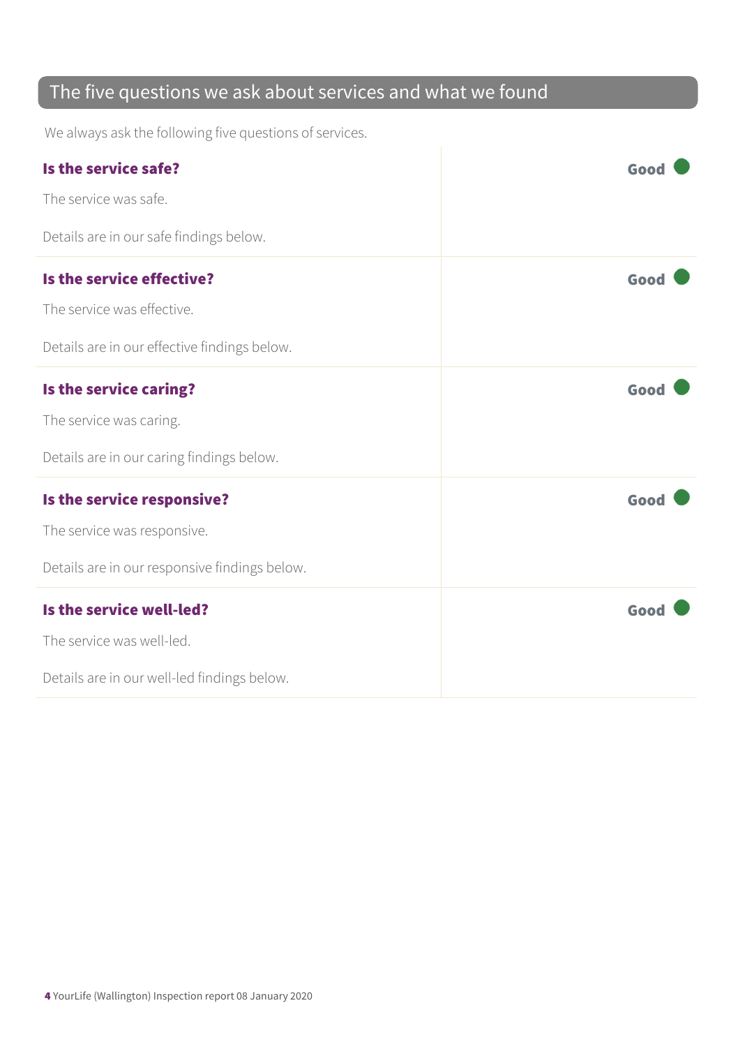## The five questions we ask about services and what we found

We always ask the following five questions of services.

| | |
|---|---|
| **Is the service safe?**<br><br>The service was safe.<br><br>Details are in our safe findings below. | **Good** |
| **Is the service effective?**<br><br>The service was effective.<br><br>Details are in our effective findings below. | **Good** |
| **Is the service caring?**<br><br>The service was caring.<br><br>Details are in our caring findings below. | **Good** |
| **Is the service responsive?**<br><br>The service was responsive.<br><br>Details are in our responsive findings below. | **Good** |
| **Is the service well-led?**<br><br>The service was well-led.<br><br>Details are in our well-led findings below. | **Good** |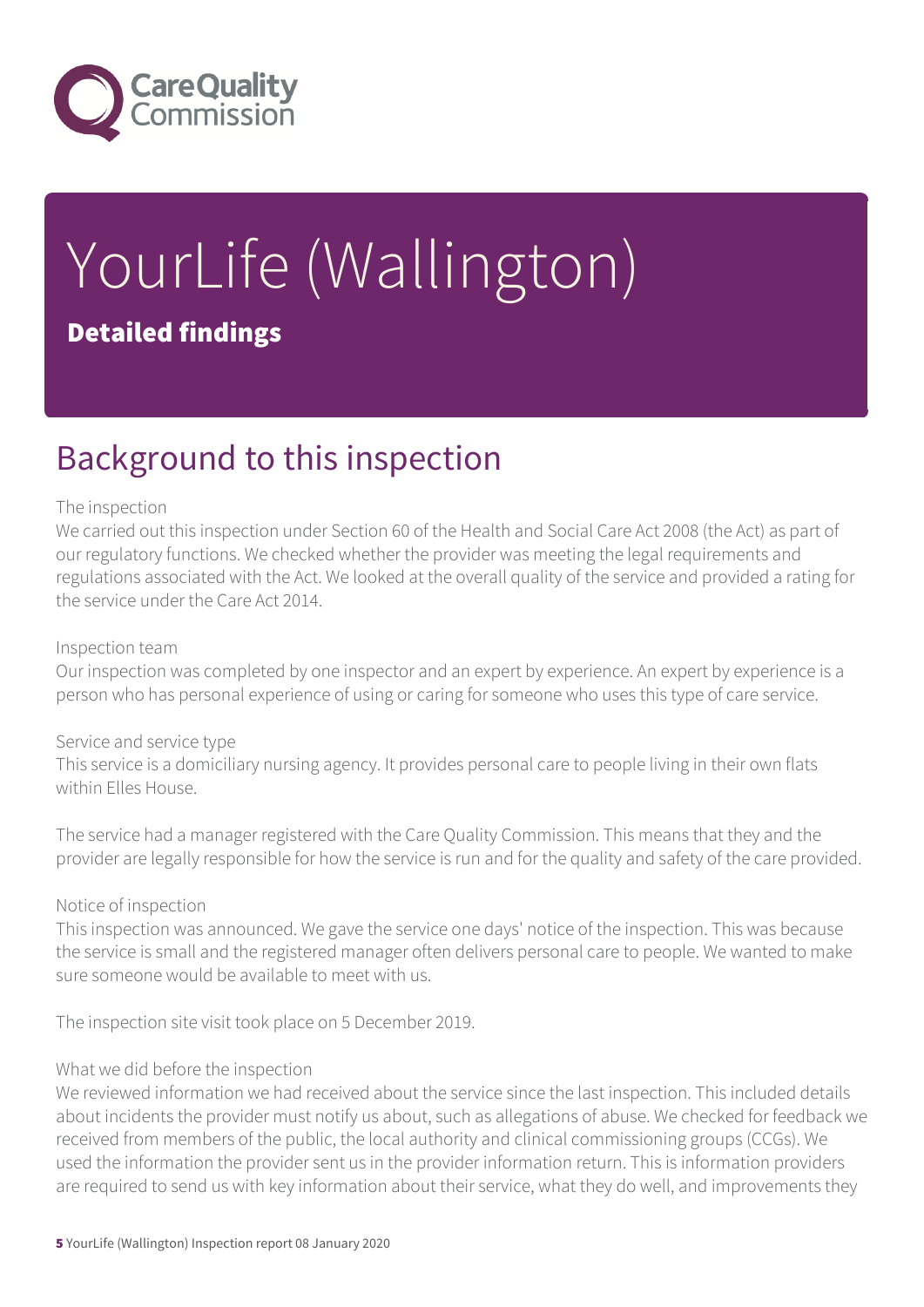# YourLife (Wallington)

**Detailed findings**

## Background to this inspection

The inspection

We carried out this inspection under Section 60 of the Health and Social Care Act 2008 (the Act) as part of our regulatory functions. We checked whether the provider was meeting the legal requirements and regulations associated with the Act. We looked at the overall quality of the service and provided a rating for the service under the Care Act 2014.

Inspection team

Our inspection was completed by one inspector and an expert by experience. An expert by experience is a person who has personal experience of using or caring for someone who uses this type of care service.

Service and service type

This service is a domiciliary nursing agency. It provides personal care to people living in their own flats within Elles House.

The service had a manager registered with the Care Quality Commission. This means that they and the provider are legally responsible for how the service is run and for the quality and safety of the care provided.

Notice of inspection

This inspection was announced. We gave the service one days' notice of the inspection. This was because the service is small and the registered manager often delivers personal care to people. We wanted to make sure someone would be available to meet with us.

The inspection site visit took place on 5 December 2019.

What we did before the inspection

We reviewed information we had received about the service since the last inspection. This included details about incidents the provider must notify us about, such as allegations of abuse. We checked for feedback we received from members of the public, the local authority and clinical commissioning groups (CCGs). We used the information the provider sent us in the provider information return. This is information providers are required to send us with key information about their service, what they do well, and improvements they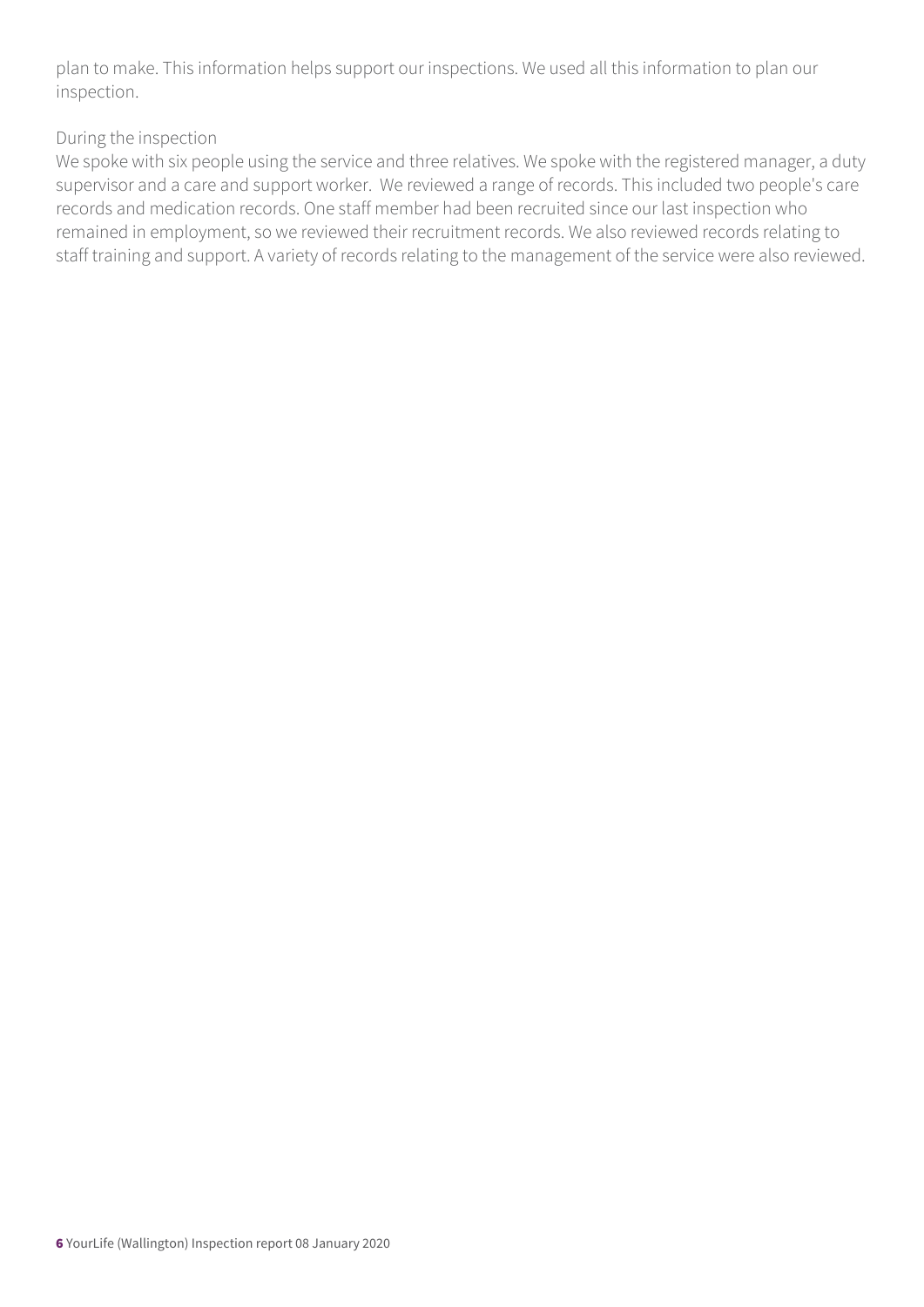plan to make. This information helps support our inspections. We used all this information to plan our inspection.

During the inspection
We spoke with six people using the service and three relatives. We spoke with the registered manager, a duty supervisor and a care and support worker. We reviewed a range of records. This included two people's care records and medication records. One staff member had been recruited since our last inspection who remained in employment, so we reviewed their recruitment records. We also reviewed records relating to staff training and support. A variety of records relating to the management of the service were also reviewed.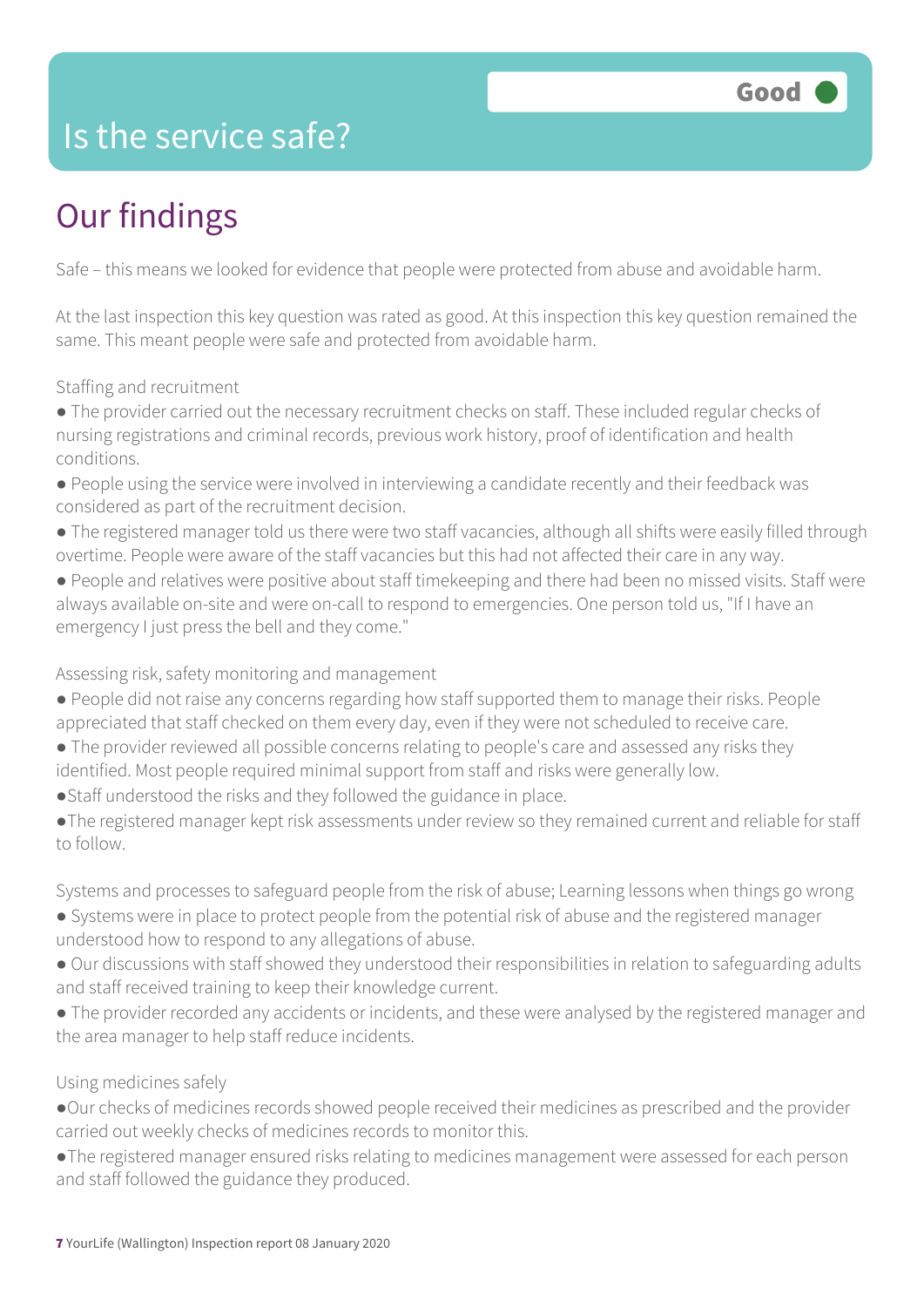# Is the service safe?

Good

## Our findings

Safe – this means we looked for evidence that people were protected from abuse and avoidable harm.

At the last inspection this key question was rated as good. At this inspection this key question remained the same. This meant people were safe and protected from avoidable harm.

Staffing and recruitment

- The provider carried out the necessary recruitment checks on staff. These included regular checks of nursing registrations and criminal records, previous work history, proof of identification and health conditions.
- People using the service were involved in interviewing a candidate recently and their feedback was considered as part of the recruitment decision.
- The registered manager told us there were two staff vacancies, although all shifts were easily filled through overtime. People were aware of the staff vacancies but this had not affected their care in any way.
- People and relatives were positive about staff timekeeping and there had been no missed visits. Staff were always available on-site and were on-call to respond to emergencies. One person told us, "If I have an emergency I just press the bell and they come."

Assessing risk, safety monitoring and management

- People did not raise any concerns regarding how staff supported them to manage their risks. People appreciated that staff checked on them every day, even if they were not scheduled to receive care.
- The provider reviewed all possible concerns relating to people's care and assessed any risks they identified. Most people required minimal support from staff and risks were generally low.
- Staff understood the risks and they followed the guidance in place.
- The registered manager kept risk assessments under review so they remained current and reliable for staff to follow.

Systems and processes to safeguard people from the risk of abuse; Learning lessons when things go wrong

- Systems were in place to protect people from the potential risk of abuse and the registered manager understood how to respond to any allegations of abuse.
- Our discussions with staff showed they understood their responsibilities in relation to safeguarding adults and staff received training to keep their knowledge current.
- The provider recorded any accidents or incidents, and these were analysed by the registered manager and the area manager to help staff reduce incidents.

Using medicines safely

- Our checks of medicines records showed people received their medicines as prescribed and the provider carried out weekly checks of medicines records to monitor this.
- The registered manager ensured risks relating to medicines management were assessed for each person and staff followed the guidance they produced.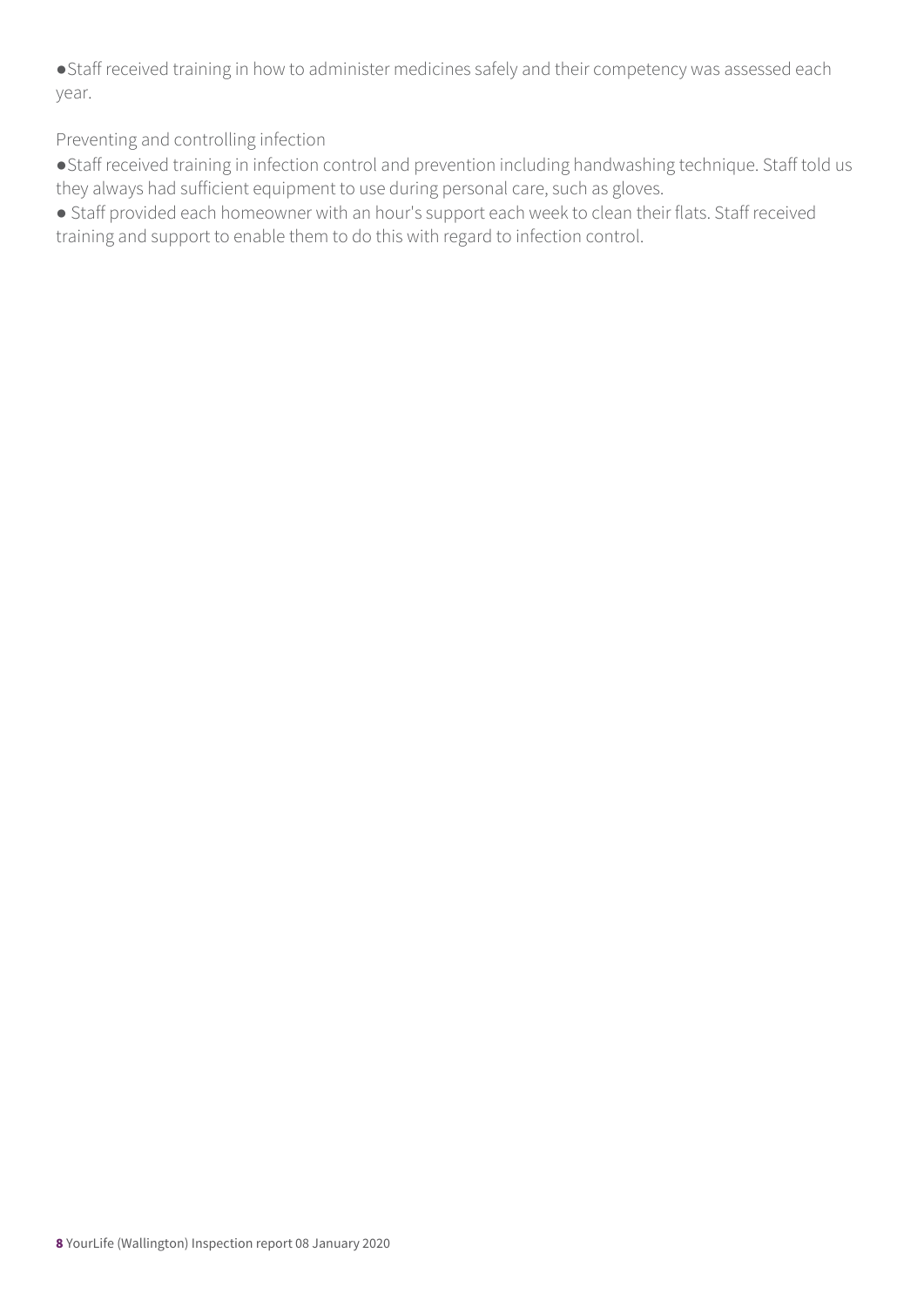- Staff received training in how to administer medicines safely and their competency was assessed each year.

Preventing and controlling infection

- Staff received training in infection control and prevention including handwashing technique. Staff told us they always had sufficient equipment to use during personal care, such as gloves.
- Staff provided each homeowner with an hour's support each week to clean their flats. Staff received training and support to enable them to do this with regard to infection control.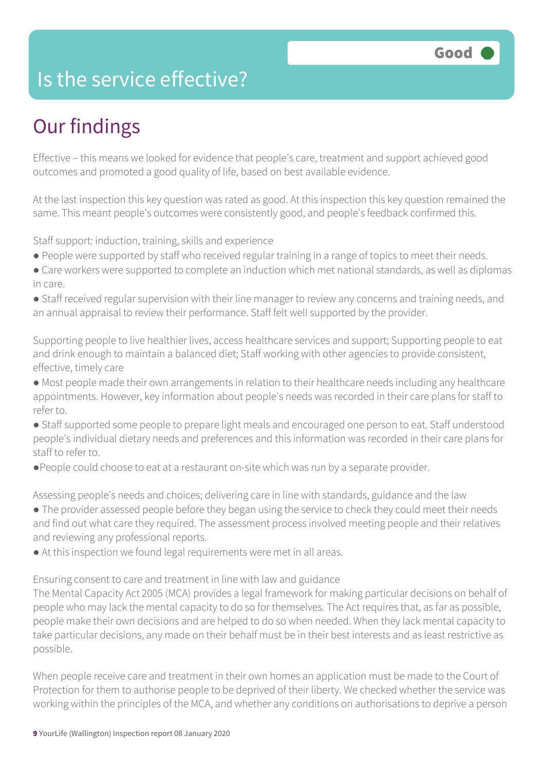# Is the service effective?

**Good**

## Our findings

Effective – this means we looked for evidence that people's care, treatment and support achieved good outcomes and promoted a good quality of life, based on best available evidence.

At the last inspection this key question was rated as good. At this inspection this key question remained the same. This meant people's outcomes were consistently good, and people's feedback confirmed this.

Staff support: induction, training, skills and experience

- People were supported by staff who received regular training in a range of topics to meet their needs.
- Care workers were supported to complete an induction which met national standards, as well as diplomas in care.
- Staff received regular supervision with their line manager to review any concerns and training needs, and an annual appraisal to review their performance. Staff felt well supported by the provider.

Supporting people to live healthier lives, access healthcare services and support; Supporting people to eat and drink enough to maintain a balanced diet; Staff working with other agencies to provide consistent, effective, timely care

- Most people made their own arrangements in relation to their healthcare needs including any healthcare appointments. However, key information about people's needs was recorded in their care plans for staff to refer to.
- Staff supported some people to prepare light meals and encouraged one person to eat. Staff understood people's individual dietary needs and preferences and this information was recorded in their care plans for staff to refer to.
- People could choose to eat at a restaurant on-site which was run by a separate provider.

Assessing people's needs and choices; delivering care in line with standards, guidance and the law

- The provider assessed people before they began using the service to check they could meet their needs and find out what care they required. The assessment process involved meeting people and their relatives and reviewing any professional reports.
- At this inspection we found legal requirements were met in all areas.

Ensuring consent to care and treatment in line with law and guidance

The Mental Capacity Act 2005 (MCA) provides a legal framework for making particular decisions on behalf of people who may lack the mental capacity to do so for themselves. The Act requires that, as far as possible, people make their own decisions and are helped to do so when needed. When they lack mental capacity to take particular decisions, any made on their behalf must be in their best interests and as least restrictive as possible.

When people receive care and treatment in their own homes an application must be made to the Court of Protection for them to authorise people to be deprived of their liberty. We checked whether the service was working within the principles of the MCA, and whether any conditions on authorisations to deprive a person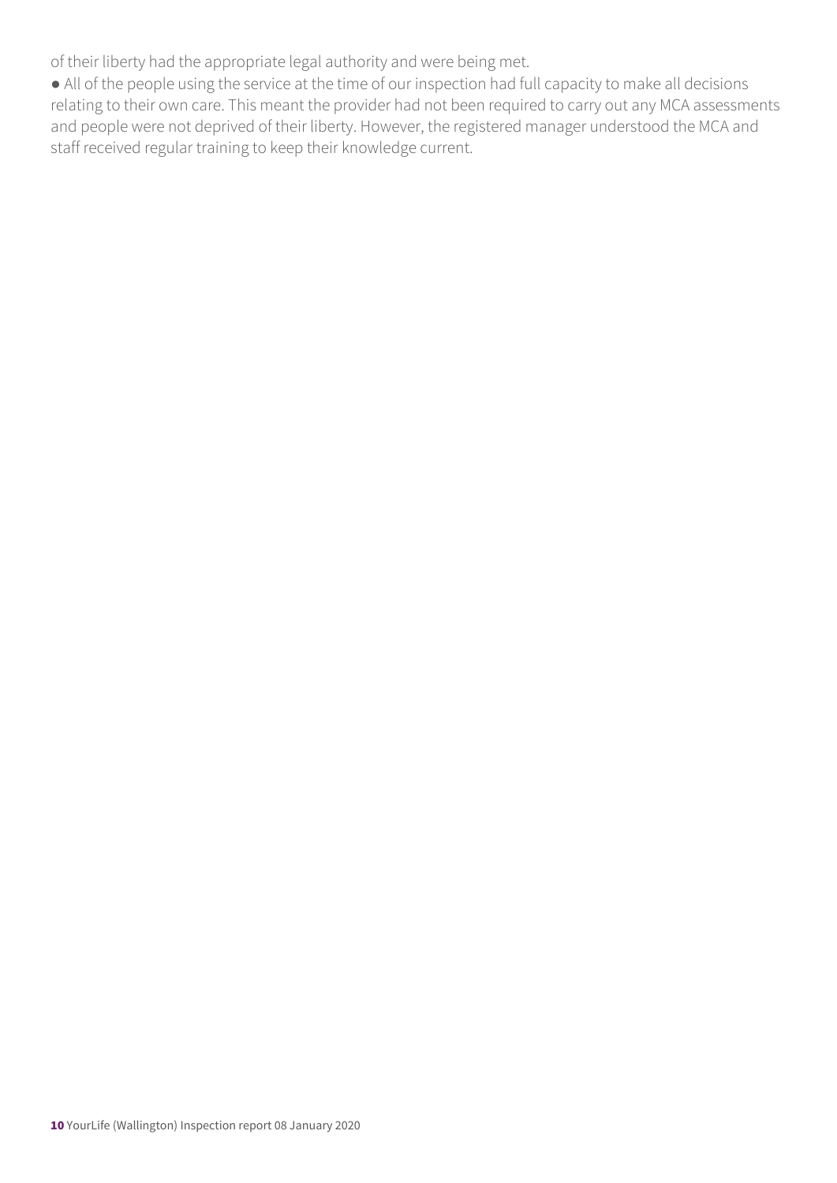of their liberty had the appropriate legal authority and were being met.

- All of the people using the service at the time of our inspection had full capacity to make all decisions relating to their own care. This meant the provider had not been required to carry out any MCA assessments and people were not deprived of their liberty. However, the registered manager understood the MCA and staff received regular training to keep their knowledge current.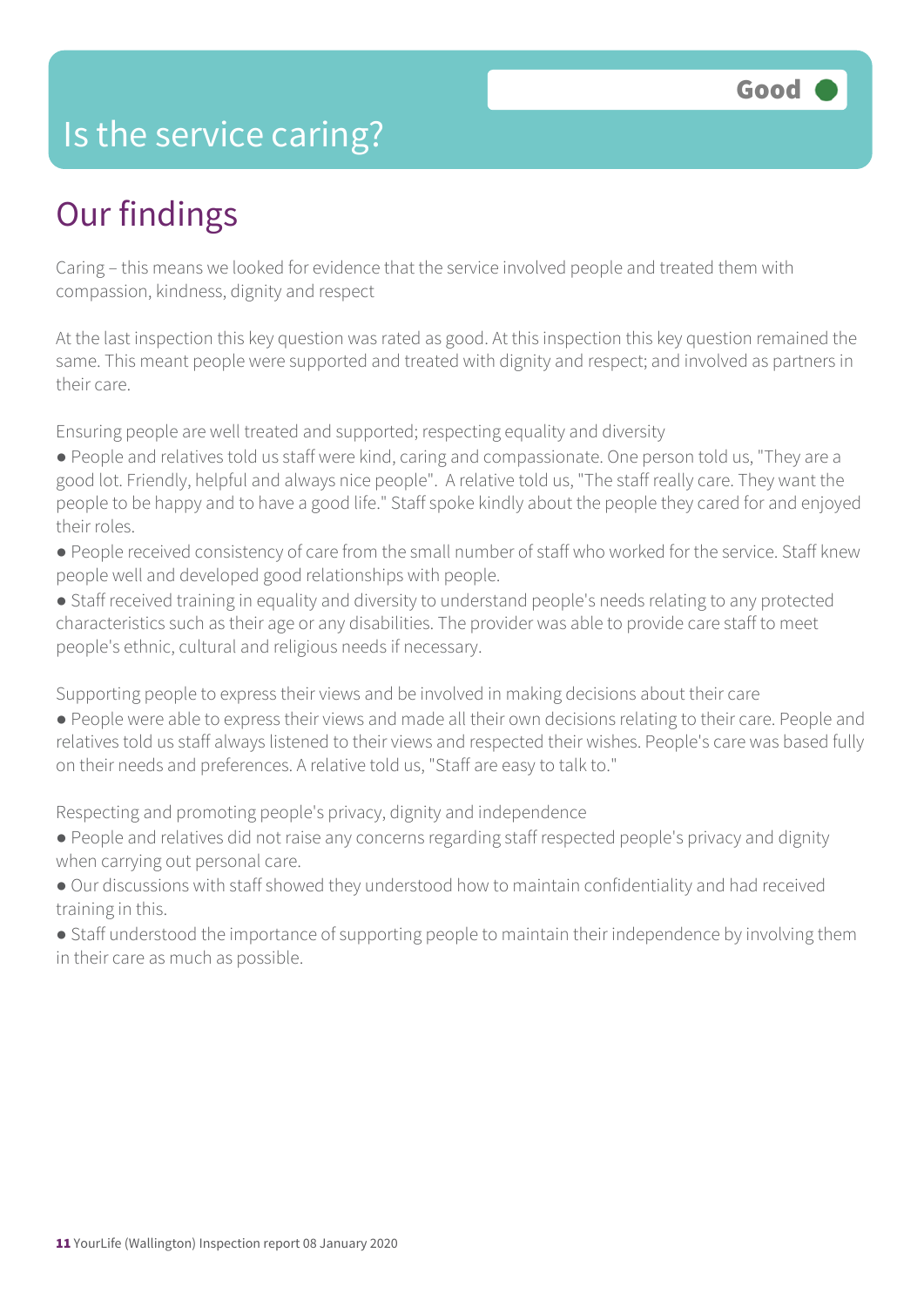# Is the service caring?

Good

## Our findings

Caring – this means we looked for evidence that the service involved people and treated them with compassion, kindness, dignity and respect

At the last inspection this key question was rated as good. At this inspection this key question remained the same. This meant people were supported and treated with dignity and respect; and involved as partners in their care.

Ensuring people are well treated and supported; respecting equality and diversity

- People and relatives told us staff were kind, caring and compassionate. One person told us, "They are a good lot. Friendly, helpful and always nice people". A relative told us, "The staff really care. They want the people to be happy and to have a good life." Staff spoke kindly about the people they cared for and enjoyed their roles.
- People received consistency of care from the small number of staff who worked for the service. Staff knew people well and developed good relationships with people.
- Staff received training in equality and diversity to understand people's needs relating to any protected characteristics such as their age or any disabilities. The provider was able to provide care staff to meet people's ethnic, cultural and religious needs if necessary.

Supporting people to express their views and be involved in making decisions about their care

- People were able to express their views and made all their own decisions relating to their care. People and relatives told us staff always listened to their views and respected their wishes. People's care was based fully on their needs and preferences. A relative told us, "Staff are easy to talk to."

Respecting and promoting people's privacy, dignity and independence

- People and relatives did not raise any concerns regarding staff respected people's privacy and dignity when carrying out personal care.
- Our discussions with staff showed they understood how to maintain confidentiality and had received training in this.
- Staff understood the importance of supporting people to maintain their independence by involving them in their care as much as possible.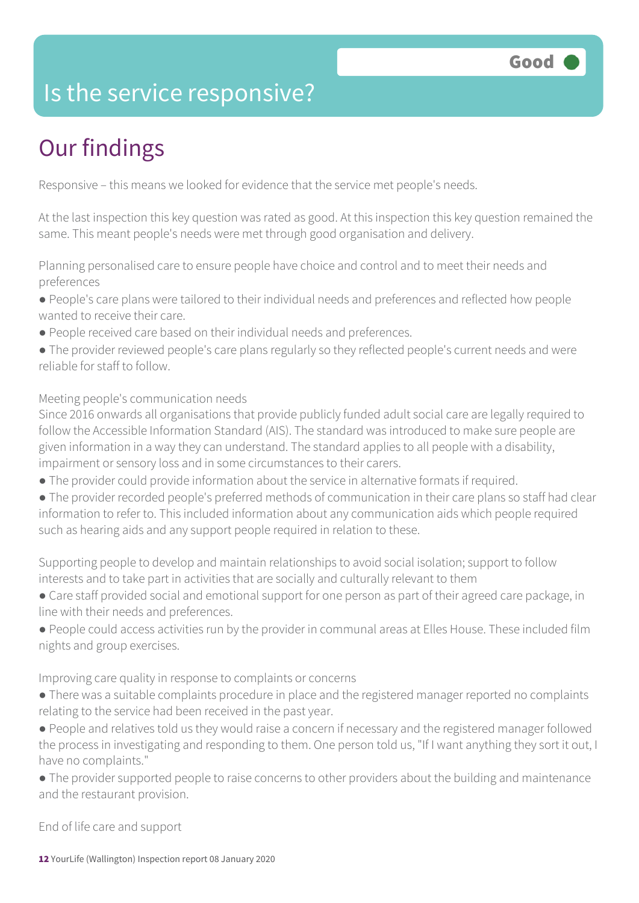# Is the service responsive?

Good

## Our findings

Responsive – this means we looked for evidence that the service met people's needs.

At the last inspection this key question was rated as good. At this inspection this key question remained the same. This meant people's needs were met through good organisation and delivery.

Planning personalised care to ensure people have choice and control and to meet their needs and preferences

- People's care plans were tailored to their individual needs and preferences and reflected how people wanted to receive their care.
- People received care based on their individual needs and preferences.
- The provider reviewed people's care plans regularly so they reflected people's current needs and were reliable for staff to follow.

Meeting people's communication needs

Since 2016 onwards all organisations that provide publicly funded adult social care are legally required to follow the Accessible Information Standard (AIS). The standard was introduced to make sure people are given information in a way they can understand. The standard applies to all people with a disability, impairment or sensory loss and in some circumstances to their carers.

- The provider could provide information about the service in alternative formats if required.
- The provider recorded people's preferred methods of communication in their care plans so staff had clear information to refer to. This included information about any communication aids which people required such as hearing aids and any support people required in relation to these.

Supporting people to develop and maintain relationships to avoid social isolation; support to follow interests and to take part in activities that are socially and culturally relevant to them

- Care staff provided social and emotional support for one person as part of their agreed care package, in line with their needs and preferences.
- People could access activities run by the provider in communal areas at Elles House. These included film nights and group exercises.

Improving care quality in response to complaints or concerns

- There was a suitable complaints procedure in place and the registered manager reported no complaints relating to the service had been received in the past year.
- People and relatives told us they would raise a concern if necessary and the registered manager followed the process in investigating and responding to them. One person told us, "If I want anything they sort it out, I have no complaints."
- The provider supported people to raise concerns to other providers about the building and maintenance and the restaurant provision.

End of life care and support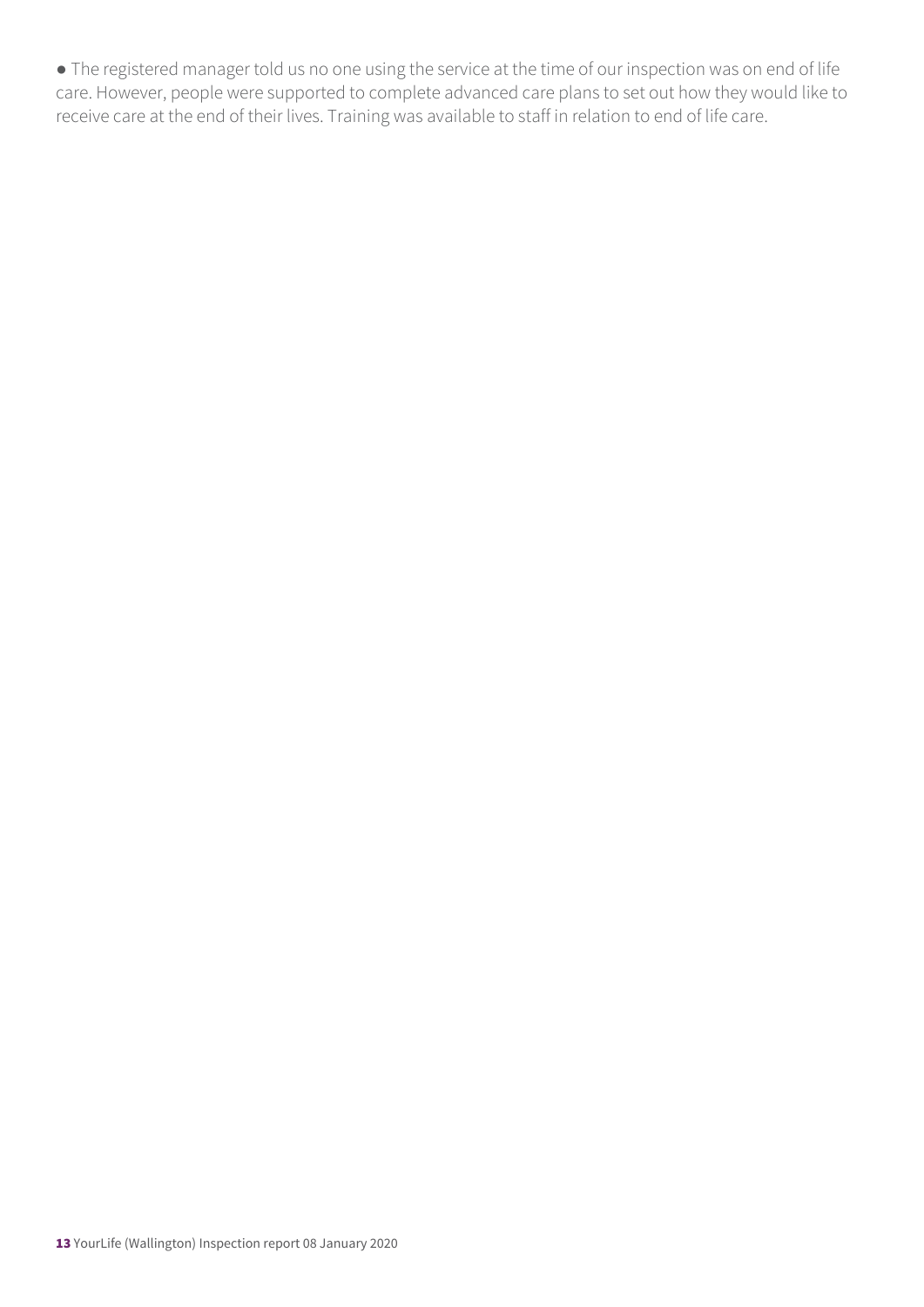- The registered manager told us no one using the service at the time of our inspection was on end of life care. However, people were supported to complete advanced care plans to set out how they would like to receive care at the end of their lives. Training was available to staff in relation to end of life care.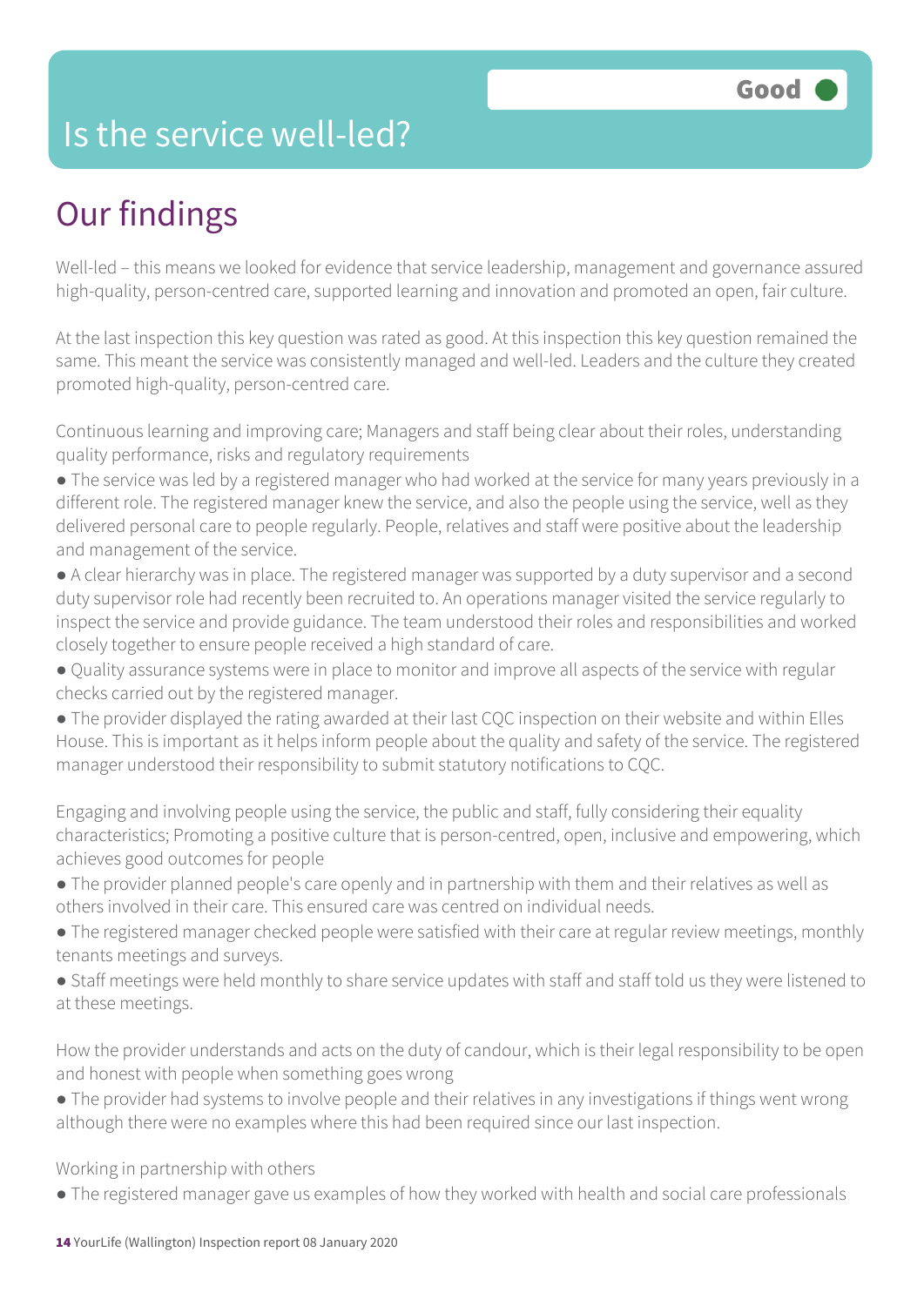# Is the service well-led?

**Good**

## Our findings

Well-led – this means we looked for evidence that service leadership, management and governance assured high-quality, person-centred care, supported learning and innovation and promoted an open, fair culture.

At the last inspection this key question was rated as good. At this inspection this key question remained the same. This meant the service was consistently managed and well-led. Leaders and the culture they created promoted high-quality, person-centred care.

Continuous learning and improving care; Managers and staff being clear about their roles, understanding quality performance, risks and regulatory requirements

- The service was led by a registered manager who had worked at the service for many years previously in a different role. The registered manager knew the service, and also the people using the service, well as they delivered personal care to people regularly. People, relatives and staff were positive about the leadership and management of the service.
- A clear hierarchy was in place. The registered manager was supported by a duty supervisor and a second duty supervisor role had recently been recruited to. An operations manager visited the service regularly to inspect the service and provide guidance. The team understood their roles and responsibilities and worked closely together to ensure people received a high standard of care.
- Quality assurance systems were in place to monitor and improve all aspects of the service with regular checks carried out by the registered manager.
- The provider displayed the rating awarded at their last CQC inspection on their website and within Elles House. This is important as it helps inform people about the quality and safety of the service. The registered manager understood their responsibility to submit statutory notifications to CQC.

Engaging and involving people using the service, the public and staff, fully considering their equality characteristics; Promoting a positive culture that is person-centred, open, inclusive and empowering, which achieves good outcomes for people

- The provider planned people's care openly and in partnership with them and their relatives as well as others involved in their care. This ensured care was centred on individual needs.
- The registered manager checked people were satisfied with their care at regular review meetings, monthly tenants meetings and surveys.
- Staff meetings were held monthly to share service updates with staff and staff told us they were listened to at these meetings.

How the provider understands and acts on the duty of candour, which is their legal responsibility to be open and honest with people when something goes wrong

- The provider had systems to involve people and their relatives in any investigations if things went wrong although there were no examples where this had been required since our last inspection.

Working in partnership with others

- The registered manager gave us examples of how they worked with health and social care professionals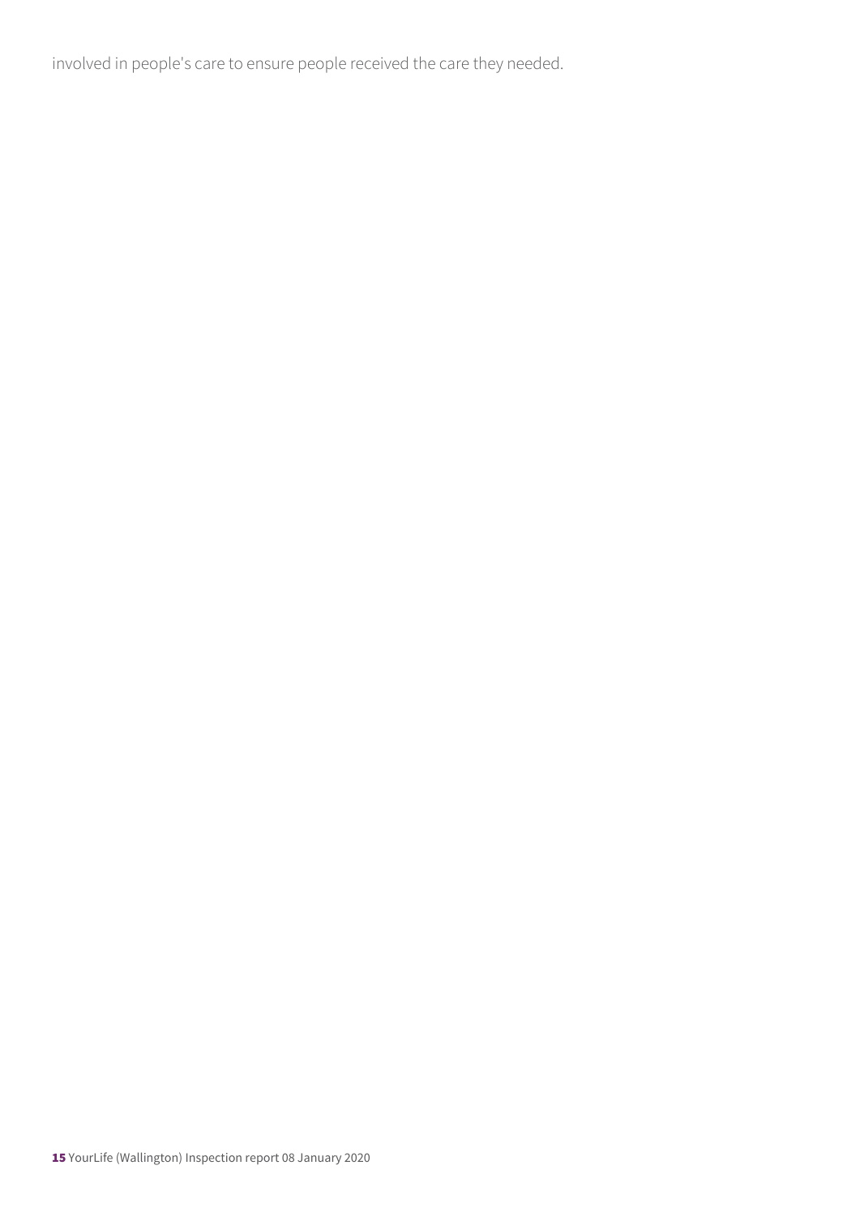involved in people's care to ensure people received the care they needed.